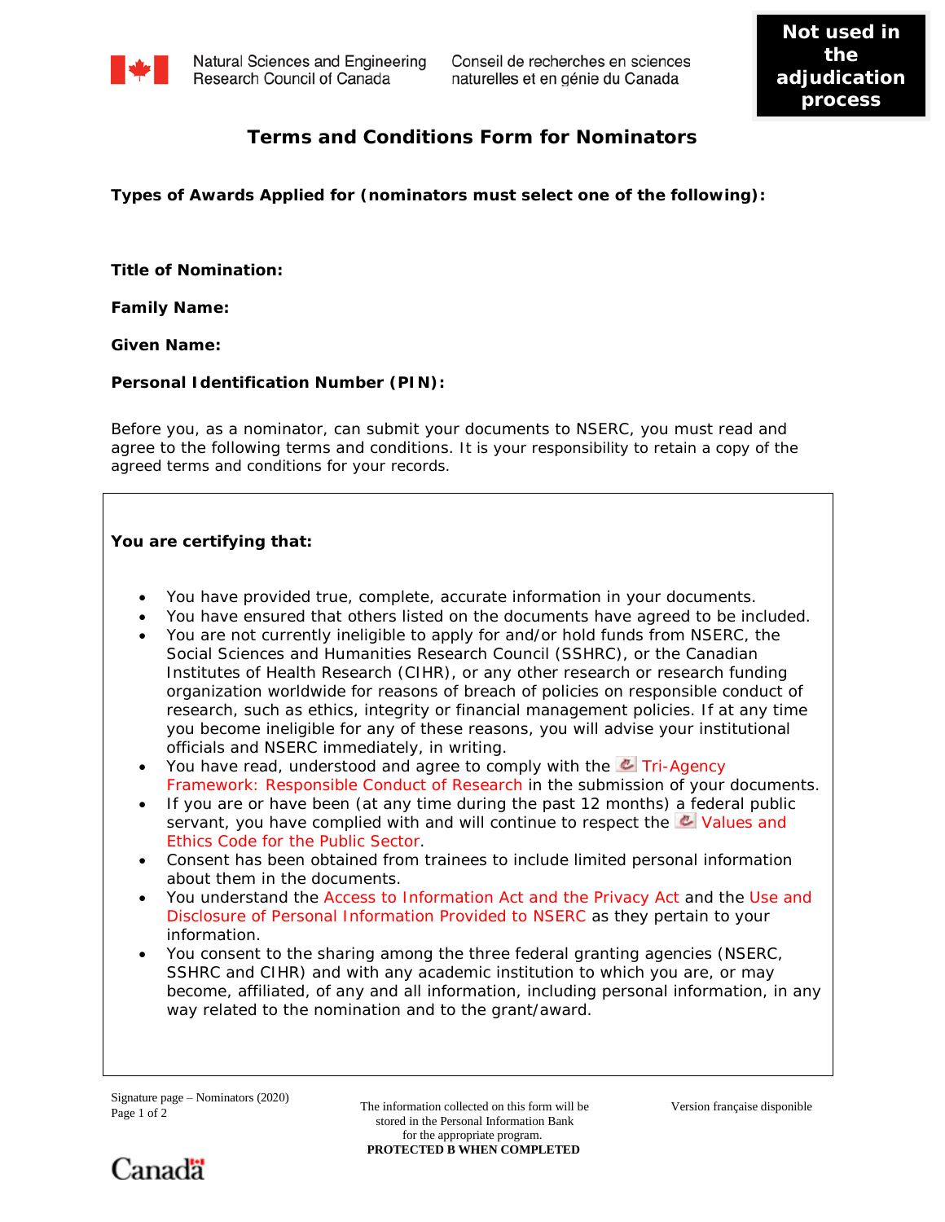Natural Sciences and Engineering Research Council of Canada | Conseil de recherches en sciences naturelles et en génie du Canada

**Not used in the adjudication process**

# Terms and Conditions Form for Nominators

**Types of Awards Applied for (nominators must select one of the following):**

**Title of Nomination:**

**Family Name:**

**Given Name:**

**Personal Identification Number (PIN):**

Before you, as a nominator, can submit your documents to NSERC, you must read and agree to the following terms and conditions. It is your responsibility to retain a copy of the agreed terms and conditions for your records.

**You are certifying that:**

- You have provided true, complete, accurate information in your documents.
- You have ensured that others listed on the documents have agreed to be included.
- You are not currently ineligible to apply for and/or hold funds from NSERC, the Social Sciences and Humanities Research Council (SSHRC), or the Canadian Institutes of Health Research (CIHR), or any other research or research funding organization worldwide for reasons of breach of policies on responsible conduct of research, such as ethics, integrity or financial management policies. If at any time you become ineligible for any of these reasons, you will advise your institutional officials and NSERC immediately, in writing.
- You have read, understood and agree to comply with the Tri-Agency Framework: Responsible Conduct of Research in the submission of your documents.
- If you are or have been (at any time during the past 12 months) a federal public servant, you have complied with and will continue to respect the Values and Ethics Code for the Public Sector.
- Consent has been obtained from trainees to include limited personal information about them in the documents.
- You understand the Access to Information Act and the Privacy Act and the Use and Disclosure of Personal Information Provided to NSERC as they pertain to your information.
- You consent to the sharing among the three federal granting agencies (NSERC, SSHRC and CIHR) and with any academic institution to which you are, or may become, affiliated, of any and all information, including personal information, in any way related to the nomination and to the grant/award.

Signature page – Nominators (2020)

The information collected on this form will be stored in the Personal Information Bank for the appropriate program.
**PROTECTED B WHEN COMPLETED**

Version française disponible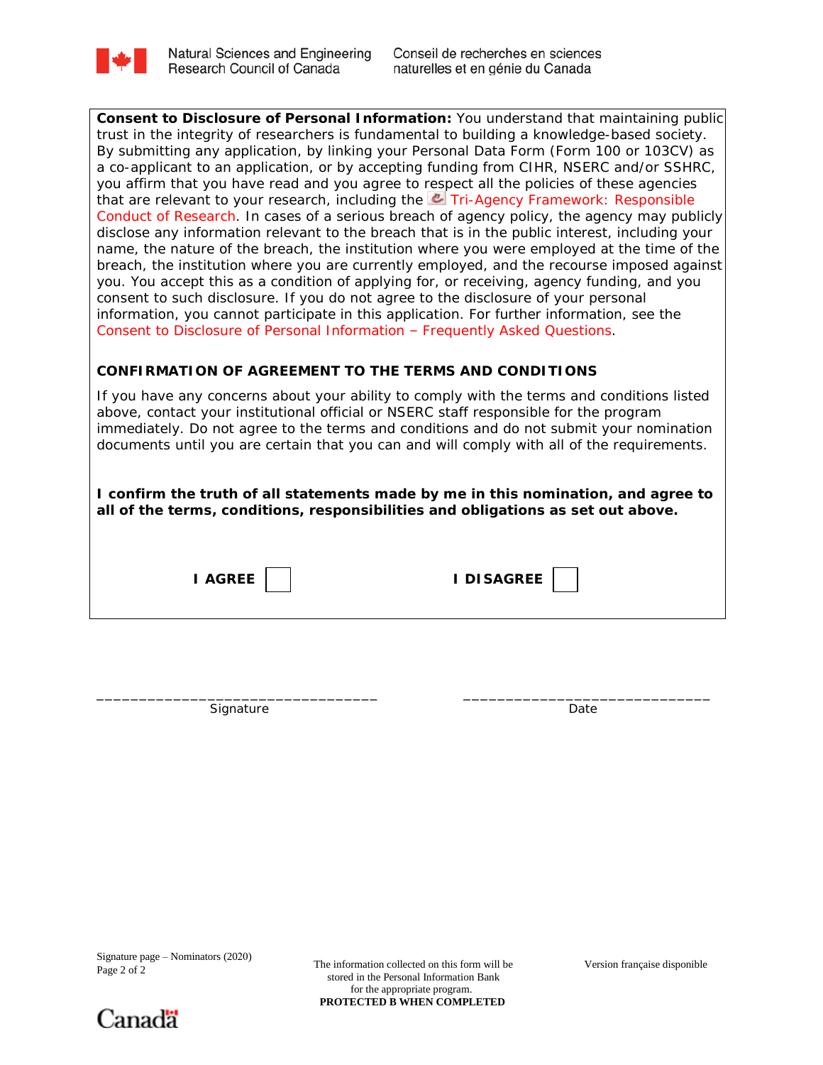Natural Sciences and Engineering Research Council of Canada | Conseil de recherches en sciences naturelles et en génie du Canada

**Consent to Disclosure of Personal Information:** You understand that maintaining public trust in the integrity of researchers is fundamental to building a knowledge-based society. By submitting any application, by linking your Personal Data Form (Form 100 or 103CV) as a co-applicant to an application, or by accepting funding from CIHR, NSERC and/or SSHRC, you affirm that you have read and you agree to respect all the policies of these agencies that are relevant to your research, including the Tri-Agency Framework: Responsible Conduct of Research. In cases of a serious breach of agency policy, the agency may publicly disclose any information relevant to the breach that is in the public interest, including your name, the nature of the breach, the institution where you were employed at the time of the breach, the institution where you are currently employed, and the recourse imposed against you. You accept this as a condition of applying for, or receiving, agency funding, and you consent to such disclosure. If you do not agree to the disclosure of your personal information, you cannot participate in this application. For further information, see the Consent to Disclosure of Personal Information – Frequently Asked Questions.

**CONFIRMATION OF AGREEMENT TO THE TERMS AND CONDITIONS**

If you have any concerns about your ability to comply with the terms and conditions listed above, contact your institutional official or NSERC staff responsible for the program immediately. Do not agree to the terms and conditions and do not submit your nomination documents until you are certain that you can and will comply with all of the requirements.

**I confirm the truth of all statements made by me in this nomination, and agree to all of the terms, conditions, responsibilities and obligations as set out above.**

**I AGREE** ☐ **I DISAGREE** ☐

_________________________________ Signature

_________________________________ Date

Signature page – Nominators (2020)

The information collected on this form will be stored in the Personal Information Bank for the appropriate program.
**PROTECTED B WHEN COMPLETED**

Version française disponible

Canada